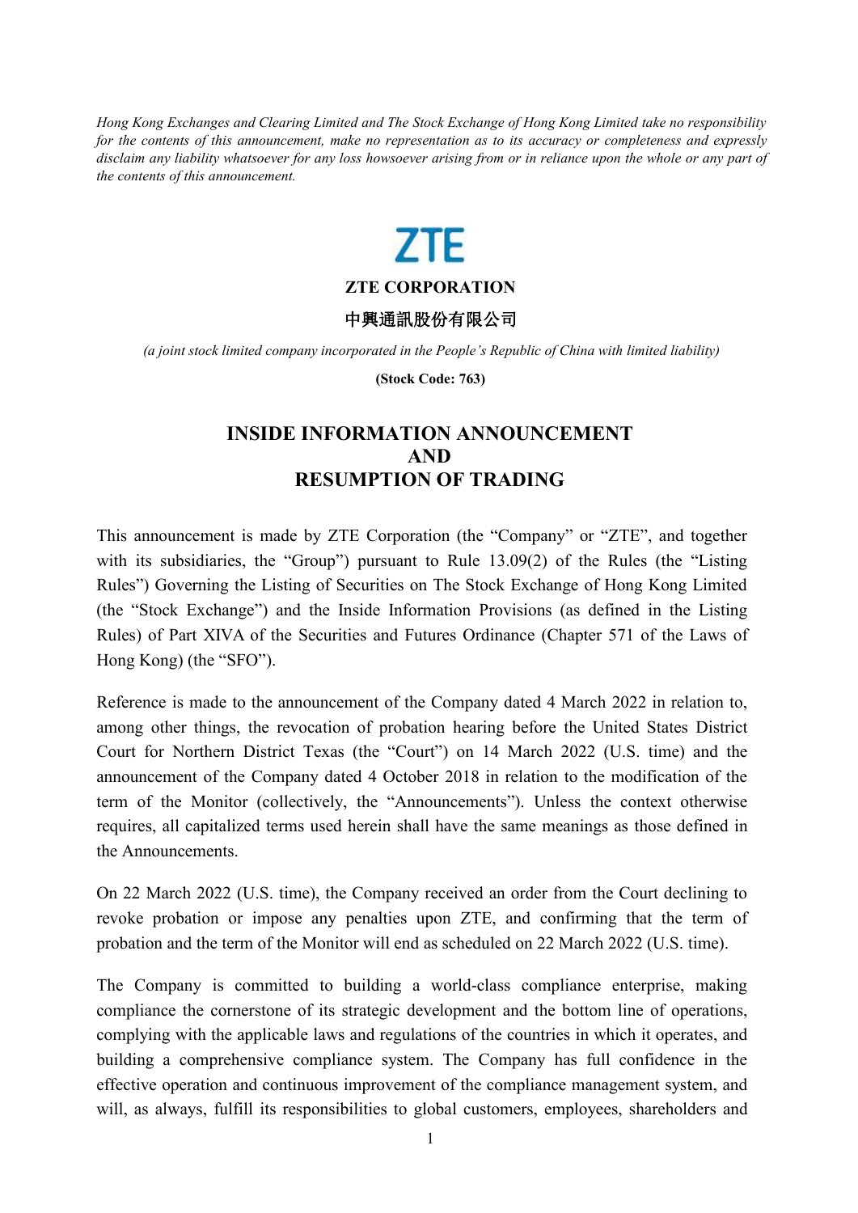*Hong Kong Exchanges and Clearing Limited and The Stock Exchange of Hong Kong Limited take no responsibility for the contents of this announcement, make no representation as to its accuracy or completeness and expressly disclaim any liability whatsoever for any loss howsoever arising from or in reliance upon the whole or any part of the contents of this announcement.*

ZTE

**ZTE CORPORATION**

**中興通訊股份有限公司**

*(a joint stock limited company incorporated in the People's Republic of China with limited liability)*

**(Stock Code: 763)**

# INSIDE INFORMATION ANNOUNCEMENT AND RESUMPTION OF TRADING

This announcement is made by ZTE Corporation (the "Company" or "ZTE", and together with its subsidiaries, the "Group") pursuant to Rule 13.09(2) of the Rules (the "Listing Rules") Governing the Listing of Securities on The Stock Exchange of Hong Kong Limited (the "Stock Exchange") and the Inside Information Provisions (as defined in the Listing Rules) of Part XIVA of the Securities and Futures Ordinance (Chapter 571 of the Laws of Hong Kong) (the "SFO").

Reference is made to the announcement of the Company dated 4 March 2022 in relation to, among other things, the revocation of probation hearing before the United States District Court for Northern District Texas (the "Court") on 14 March 2022 (U.S. time) and the announcement of the Company dated 4 October 2018 in relation to the modification of the term of the Monitor (collectively, the "Announcements"). Unless the context otherwise requires, all capitalized terms used herein shall have the same meanings as those defined in the Announcements.

On 22 March 2022 (U.S. time), the Company received an order from the Court declining to revoke probation or impose any penalties upon ZTE, and confirming that the term of probation and the term of the Monitor will end as scheduled on 22 March 2022 (U.S. time).

The Company is committed to building a world-class compliance enterprise, making compliance the cornerstone of its strategic development and the bottom line of operations, complying with the applicable laws and regulations of the countries in which it operates, and building a comprehensive compliance system. The Company has full confidence in the effective operation and continuous improvement of the compliance management system, and will, as always, fulfill its responsibilities to global customers, employees, shareholders and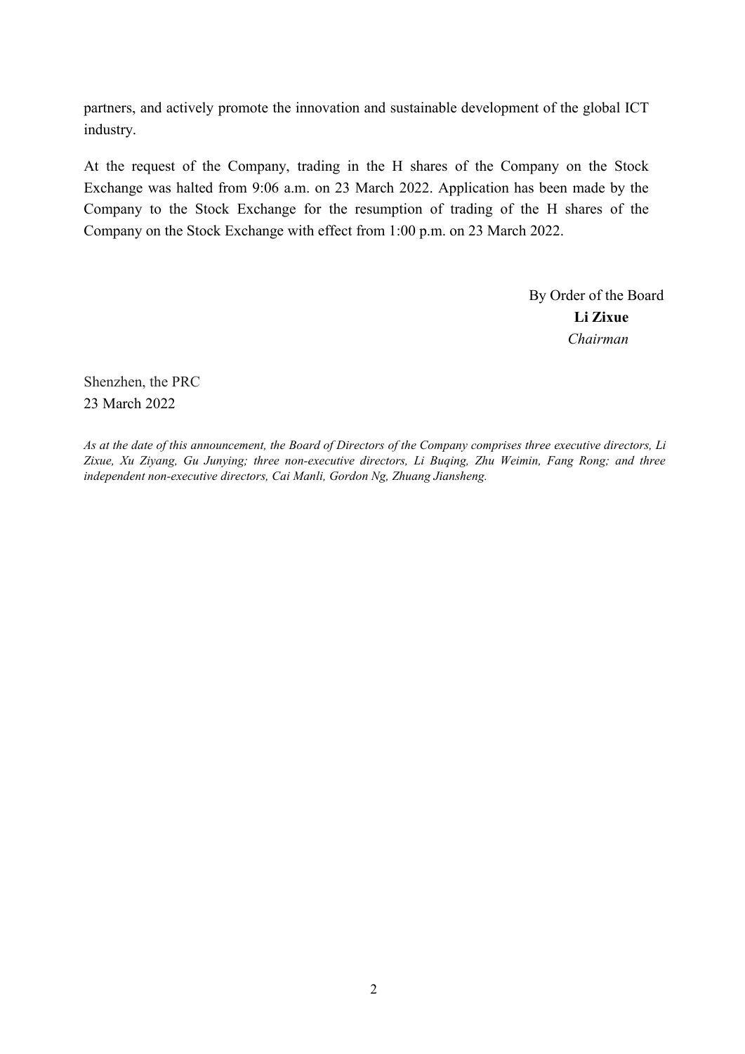partners, and actively promote the innovation and sustainable development of the global ICT industry.

At the request of the Company, trading in the H shares of the Company on the Stock Exchange was halted from 9:06 a.m. on 23 March 2022. Application has been made by the Company to the Stock Exchange for the resumption of trading of the H shares of the Company on the Stock Exchange with effect from 1:00 p.m. on 23 March 2022.

By Order of the Board
**Li Zixue**
*Chairman*

Shenzhen, the PRC
23 March 2022

*As at the date of this announcement, the Board of Directors of the Company comprises three executive directors, Li Zixue, Xu Ziyang, Gu Junying; three non-executive directors, Li Buqing, Zhu Weimin, Fang Rong; and three independent non-executive directors, Cai Manli, Gordon Ng, Zhuang Jiansheng.*